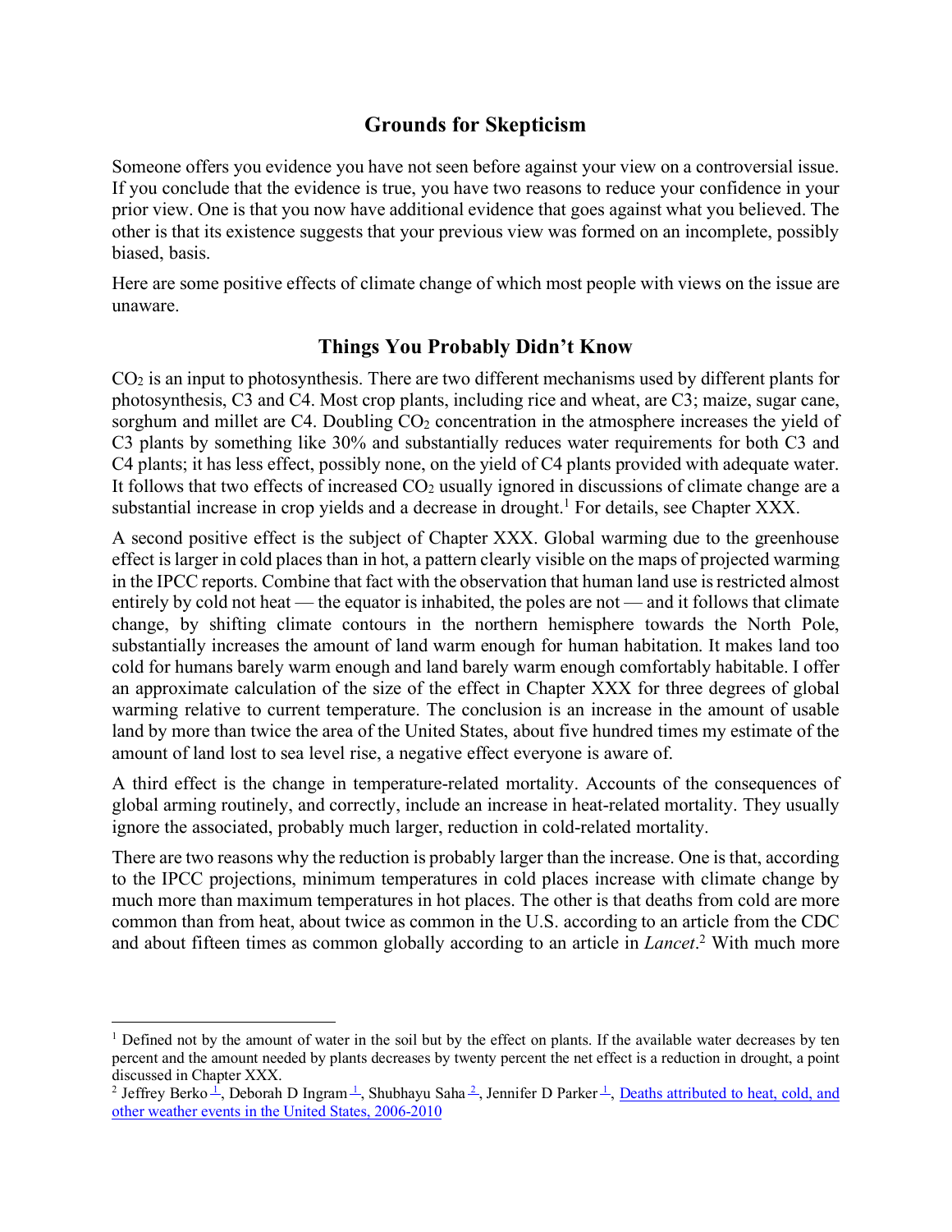## Grounds for Skepticism

Someone offers you evidence you have not seen before against your view on a controversial issue. If you conclude that the evidence is true, you have two reasons to reduce your confidence in your prior view. One is that you now have additional evidence that goes against what you believed. The other is that its existence suggests that your previous view was formed on an incomplete, possibly biased, basis.

Here are some positive effects of climate change of which most people with views on the issue are unaware.

## Things You Probably Didn't Know

$CO_2$ is an input to photosynthesis. There are two different mechanisms used by different plants for photosynthesis, C3 and C4. Most crop plants, including rice and wheat, are C3; maize, sugar cane, sorghum and millet are C4. Doubling $CO_2$ concentration in the atmosphere increases the yield of C3 plants by something like 30% and substantially reduces water requirements for both C3 and C4 plants; it has less effect, possibly none, on the yield of C4 plants provided with adequate water. It follows that two effects of increased $CO_2$ usually ignored in discussions of climate change are a substantial increase in crop yields and a decrease in drought.[1] For details, see Chapter XXX.

A second positive effect is the subject of Chapter XXX. Global warming due to the greenhouse effect is larger in cold places than in hot, a pattern clearly visible on the maps of projected warming in the IPCC reports. Combine that fact with the observation that human land use is restricted almost entirely by cold not heat — the equator is inhabited, the poles are not — and it follows that climate change, by shifting climate contours in the northern hemisphere towards the North Pole, substantially increases the amount of land warm enough for human habitation. It makes land too cold for humans barely warm enough and land barely warm enough comfortably habitable. I offer an approximate calculation of the size of the effect in Chapter XXX for three degrees of global warming relative to current temperature. The conclusion is an increase in the amount of usable land by more than twice the area of the United States, about five hundred times my estimate of the amount of land lost to sea level rise, a negative effect everyone is aware of.

A third effect is the change in temperature-related mortality. Accounts of the consequences of global arming routinely, and correctly, include an increase in heat-related mortality. They usually ignore the associated, probably much larger, reduction in cold-related mortality.

There are two reasons why the reduction is probably larger than the increase. One is that, according to the IPCC projections, minimum temperatures in cold places increase with climate change by much more than maximum temperatures in hot places. The other is that deaths from cold are more common than from heat, about twice as common in the U.S. according to an article from the CDC and about fifteen times as common globally according to an article in *Lancet*.[2] With much more

---

[1] Defined not by the amount of water in the soil but by the effect on plants. If the available water decreases by ten percent and the amount needed by plants decreases by twenty percent the net effect is a reduction in drought, a point discussed in Chapter XXX.

[2] Jeffrey Berko [1], Deborah D Ingram [1], Shubhayu Saha [2], Jennifer D Parker [1], Deaths attributed to heat, cold, and other weather events in the United States, 2006-2010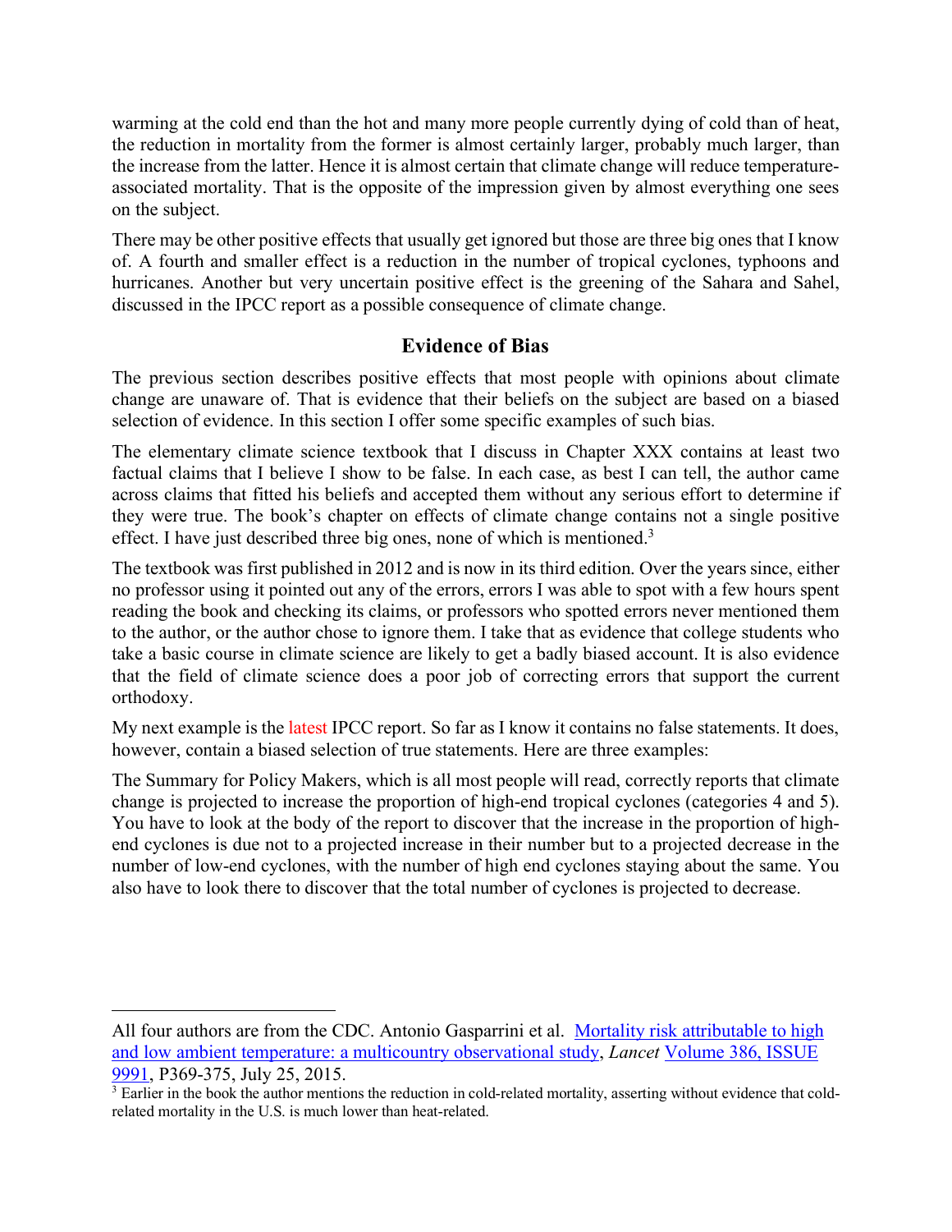warming at the cold end than the hot and many more people currently dying of cold than of heat, the reduction in mortality from the former is almost certainly larger, probably much larger, than the increase from the latter. Hence it is almost certain that climate change will reduce temperature-associated mortality. That is the opposite of the impression given by almost everything one sees on the subject.

There may be other positive effects that usually get ignored but those are three big ones that I know of. A fourth and smaller effect is a reduction in the number of tropical cyclones, typhoons and hurricanes. Another but very uncertain positive effect is the greening of the Sahara and Sahel, discussed in the IPCC report as a possible consequence of climate change.

## Evidence of Bias

The previous section describes positive effects that most people with opinions about climate change are unaware of. That is evidence that their beliefs on the subject are based on a biased selection of evidence. In this section I offer some specific examples of such bias.

The elementary climate science textbook that I discuss in Chapter XXX contains at least two factual claims that I believe I show to be false. In each case, as best I can tell, the author came across claims that fitted his beliefs and accepted them without any serious effort to determine if they were true. The book's chapter on effects of climate change contains not a single positive effect. I have just described three big ones, none of which is mentioned.[3]

The textbook was first published in 2012 and is now in its third edition. Over the years since, either no professor using it pointed out any of the errors, errors I was able to spot with a few hours spent reading the book and checking its claims, or professors who spotted errors never mentioned them to the author, or the author chose to ignore them. I take that as evidence that college students who take a basic course in climate science are likely to get a badly biased account. It is also evidence that the field of climate science does a poor job of correcting errors that support the current orthodoxy.

My next example is the latest IPCC report. So far as I know it contains no false statements. It does, however, contain a biased selection of true statements. Here are three examples:

The Summary for Policy Makers, which is all most people will read, correctly reports that climate change is projected to increase the proportion of high-end tropical cyclones (categories 4 and 5). You have to look at the body of the report to discover that the increase in the proportion of high-end cyclones is due not to a projected increase in their number but to a projected decrease in the number of low-end cyclones, with the number of high end cyclones staying about the same. You also have to look there to discover that the total number of cyclones is projected to decrease.

---

All four authors are from the CDC. Antonio Gasparrini et al. Mortality risk attributable to high and low ambient temperature: a multicountry observational study, *Lancet* Volume 386, ISSUE 9991, P369-375, July 25, 2015.

[3] Earlier in the book the author mentions the reduction in cold-related mortality, asserting without evidence that cold-related mortality in the U.S. is much lower than heat-related.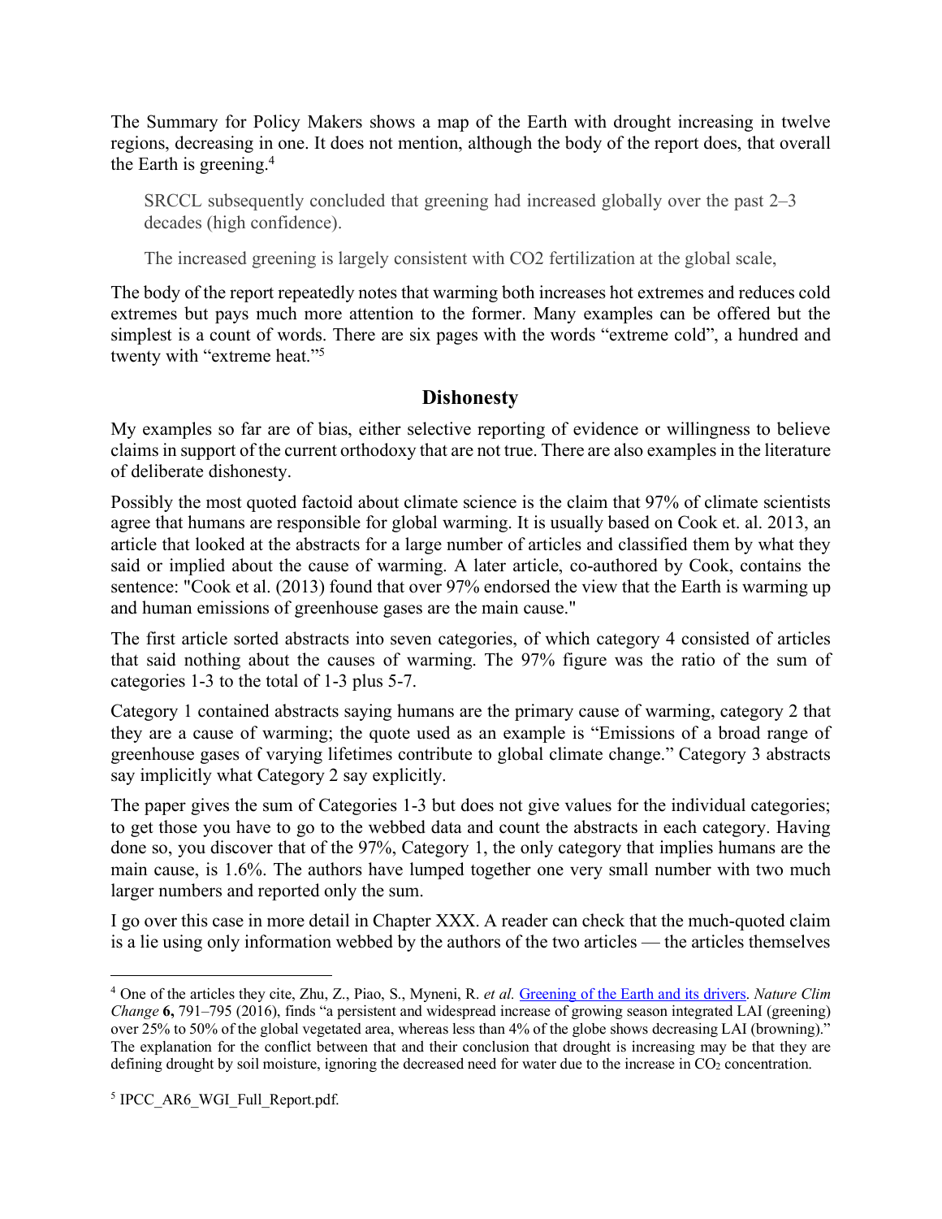The Summary for Policy Makers shows a map of the Earth with drought increasing in twelve regions, decreasing in one. It does not mention, although the body of the report does, that overall the Earth is greening.[4]

> SRCCL subsequently concluded that greening had increased globally over the past 2–3 decades (high confidence).
>
> The increased greening is largely consistent with CO2 fertilization at the global scale,

The body of the report repeatedly notes that warming both increases hot extremes and reduces cold extremes but pays much more attention to the former. Many examples can be offered but the simplest is a count of words. There are six pages with the words "extreme cold", a hundred and twenty with "extreme heat."[5]

## Dishonesty

My examples so far are of bias, either selective reporting of evidence or willingness to believe claims in support of the current orthodoxy that are not true. There are also examples in the literature of deliberate dishonesty.

Possibly the most quoted factoid about climate science is the claim that 97% of climate scientists agree that humans are responsible for global warming. It is usually based on Cook et. al. 2013, an article that looked at the abstracts for a large number of articles and classified them by what they said or implied about the cause of warming. A later article, co-authored by Cook, contains the sentence: "Cook et al. (2013) found that over 97% endorsed the view that the Earth is warming up and human emissions of greenhouse gases are the main cause."

The first article sorted abstracts into seven categories, of which category 4 consisted of articles that said nothing about the causes of warming. The 97% figure was the ratio of the sum of categories 1-3 to the total of 1-3 plus 5-7.

Category 1 contained abstracts saying humans are the primary cause of warming, category 2 that they are a cause of warming; the quote used as an example is "Emissions of a broad range of greenhouse gases of varying lifetimes contribute to global climate change." Category 3 abstracts say implicitly what Category 2 say explicitly.

The paper gives the sum of Categories 1-3 but does not give values for the individual categories; to get those you have to go to the webbed data and count the abstracts in each category. Having done so, you discover that of the 97%, Category 1, the only category that implies humans are the main cause, is 1.6%. The authors have lumped together one very small number with two much larger numbers and reported only the sum.

I go over this case in more detail in Chapter XXX. A reader can check that the much-quoted claim is a lie using only information webbed by the authors of the two articles — the articles themselves

---

[4] One of the articles they cite, Zhu, Z., Piao, S., Myneni, R. *et al.* Greening of the Earth and its drivers. *Nature Clim Change* **6,** 791–795 (2016), finds "a persistent and widespread increase of growing season integrated LAI (greening) over 25% to 50% of the global vegetated area, whereas less than 4% of the globe shows decreasing LAI (browning)." The explanation for the conflict between that and their conclusion that drought is increasing may be that they are defining drought by soil moisture, ignoring the decreased need for water due to the increase in $CO_2$ concentration.

[5] IPCC_AR6_WGI_Full_Report.pdf.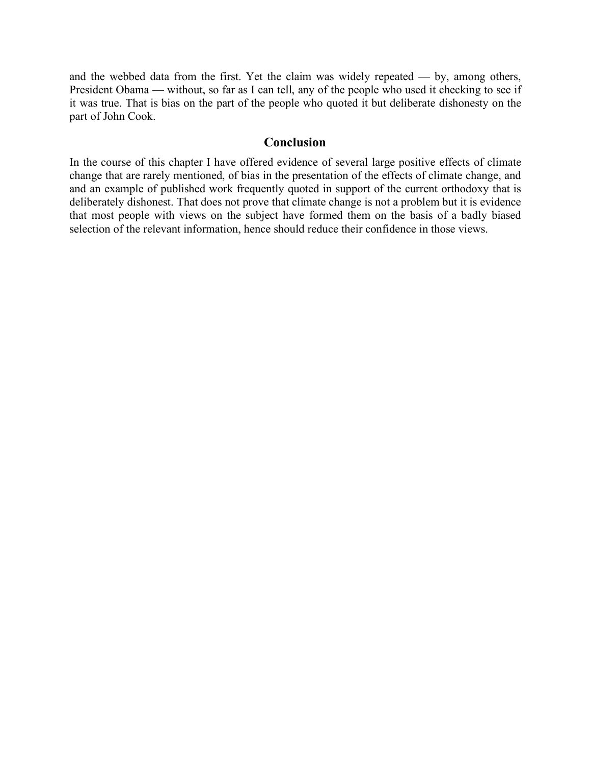and the webbed data from the first. Yet the claim was widely repeated — by, among others, President Obama — without, so far as I can tell, any of the people who used it checking to see if it was true. That is bias on the part of the people who quoted it but deliberate dishonesty on the part of John Cook.

## Conclusion

In the course of this chapter I have offered evidence of several large positive effects of climate change that are rarely mentioned, of bias in the presentation of the effects of climate change, and and an example of published work frequently quoted in support of the current orthodoxy that is deliberately dishonest. That does not prove that climate change is not a problem but it is evidence that most people with views on the subject have formed them on the basis of a badly biased selection of the relevant information, hence should reduce their confidence in those views.